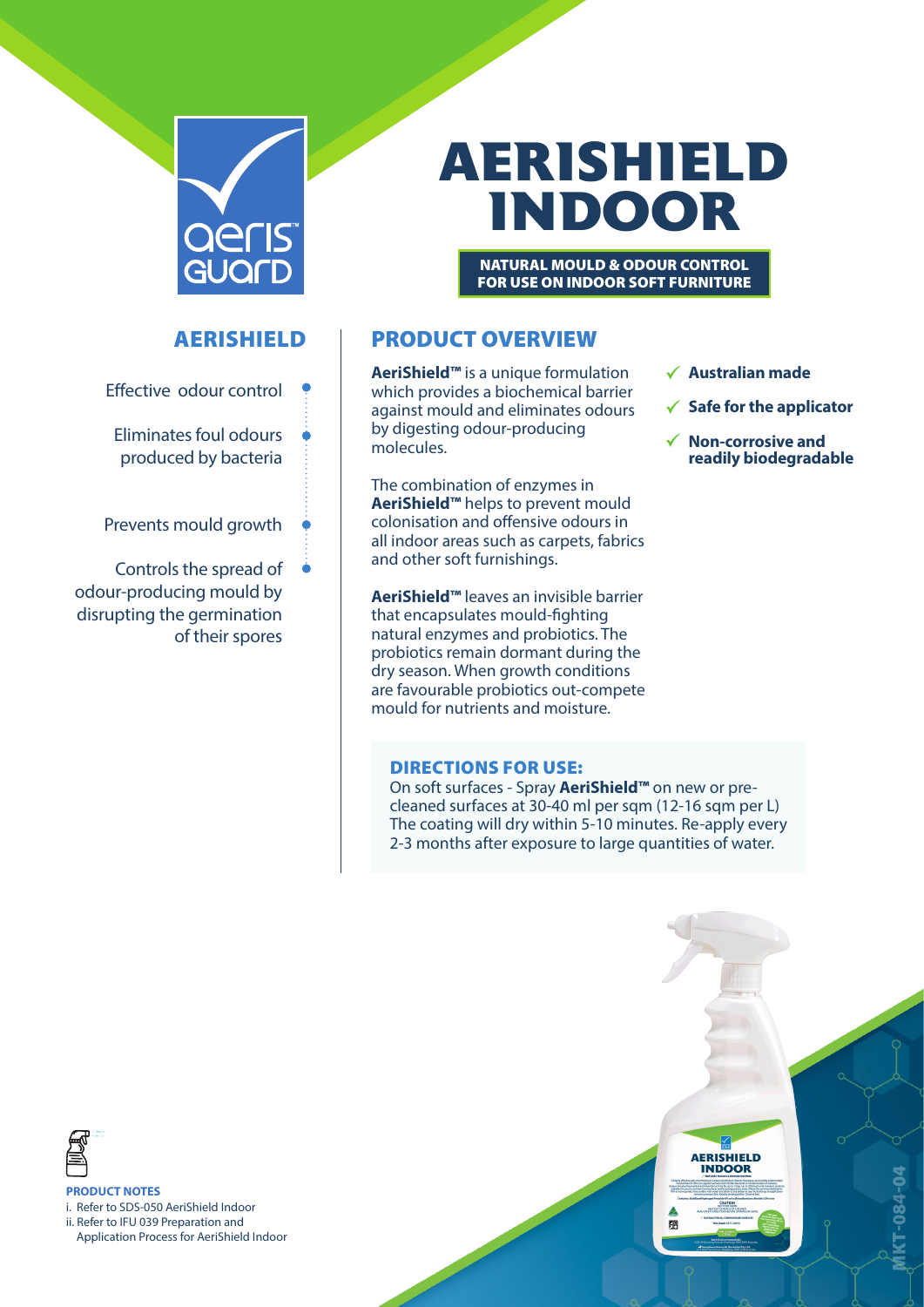# AERISHIELD INDOOR

**NATURAL MOULD & ODOUR CONTROL FOR USE ON INDOOR SOFT FURNITURE**

## AERISHIELD

- Effective odour control
- Eliminates foul odours produced by bacteria
- Prevents mould growth
- Controls the spread of odour-producing mould by disrupting the germination of their spores

## PRODUCT OVERVIEW

**AeriShield™** is a unique formulation which provides a biochemical barrier against mould and eliminates odours by digesting odour-producing molecules.

The combination of enzymes in **AeriShield™** helps to prevent mould colonisation and offensive odours in all indoor areas such as carpets, fabrics and other soft furnishings.

**AeriShield™** leaves an invisible barrier that encapsulates mould-fighting natural enzymes and probiotics. The probiotics remain dormant during the dry season. When growth conditions are favourable probiotics out-compete mould for nutrients and moisture.

- ✓ **Australian made**
- ✓ **Safe for the applicator**
- ✓ **Non-corrosive and readily biodegradable**

### DIRECTIONS FOR USE:

On soft surfaces - Spray **AeriShield™** on new or pre-cleaned surfaces at 30-40 ml per sqm (12-16 sqm per L) The coating will dry within 5-10 minutes. Re-apply every 2-3 months after exposure to large quantities of water.

**PRODUCT NOTES**

i. Refer to SDS-050 AeriShield Indoor
ii. Refer to IFU 039 Preparation and Application Process for AeriShield Indoor

MKT-084-04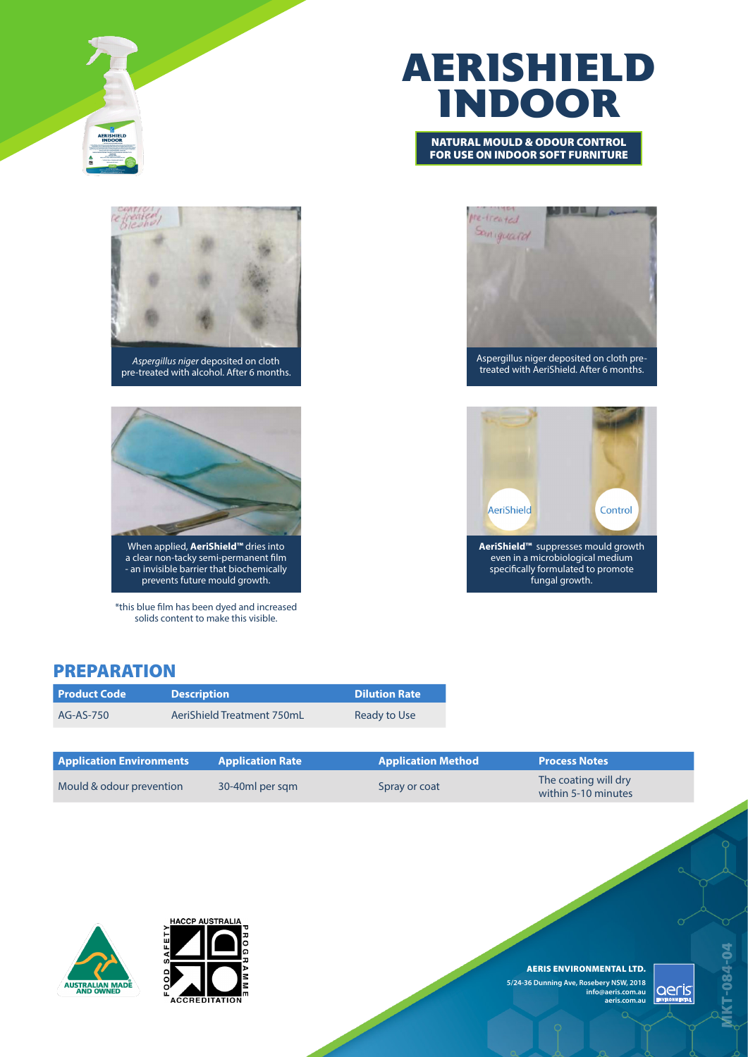# AERISHIELD INDOOR

**NATURAL MOULD & ODOUR CONTROL FOR USE ON INDOOR SOFT FURNITURE**

*Aspergillus niger* deposited on cloth pre-treated with alcohol. After 6 months.

Aspergillus niger deposited on cloth pre-treated with AeriShield. After 6 months.

When applied, **AeriShield™** dries into a clear non-tacky semi-permanent film - an invisible barrier that biochemically prevents future mould growth.

*this blue film has been dyed and increased solids content to make this visible.

AeriShield

Control

**AeriShield™** suppresses mould growth even in a microbiological medium specifically formulated to promote fungal growth.

## PREPARATION

| Product Code | Description | Dilution Rate |
|---|---|---|
| AG-AS-750 | AeriShield Treatment 750mL | Ready to Use |

| Application Environments | Application Rate | Application Method | Process Notes |
|---|---|---|---|
| Mould & odour prevention | 30-40ml per sqm | Spray or coat | The coating will dry within 5-10 minutes |

AUSTRALIAN MADE AND OWNED

HACCP AUSTRALIA FOOD SAFETY PROGRAMME ACCREDITATION

**AERIS ENVIRONMENTAL LTD.**
5/24-36 Dunning Ave, Rosebery NSW, 2018
info@aeris.com.au
aeris.com.au

MKT-084-04